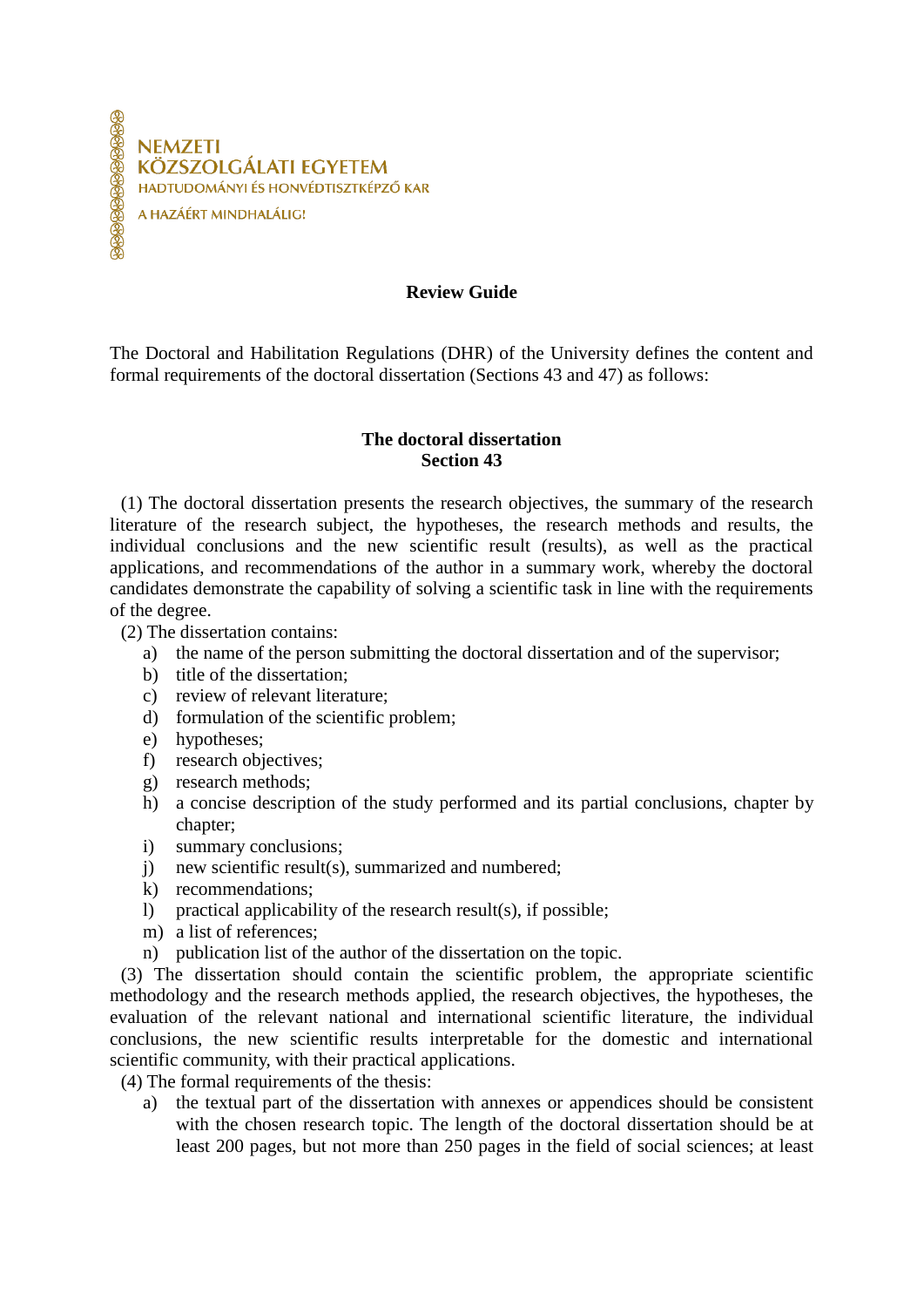NEMZETI
KÖZSZOLGÁLATI EGYETEM
HADTUDOMÁNYI ÉS HONVÉDTISZTKÉPZŐ KAR

A HAZÁÉRT MINDHALÁLIG!

# Review Guide

The Doctoral and Habilitation Regulations (DHR) of the University defines the content and formal requirements of the doctoral dissertation (Sections 43 and 47) as follows:

## The doctoral dissertation
## Section 43

(1) The doctoral dissertation presents the research objectives, the summary of the research literature of the research subject, the hypotheses, the research methods and results, the individual conclusions and the new scientific result (results), as well as the practical applications, and recommendations of the author in a summary work, whereby the doctoral candidates demonstrate the capability of solving a scientific task in line with the requirements of the degree.

(2) The dissertation contains:

a) the name of the person submitting the doctoral dissertation and of the supervisor;
b) title of the dissertation;
c) review of relevant literature;
d) formulation of the scientific problem;
e) hypotheses;
f) research objectives;
g) research methods;
h) a concise description of the study performed and its partial conclusions, chapter by chapter;
i) summary conclusions;
j) new scientific result(s), summarized and numbered;
k) recommendations;
l) practical applicability of the research result(s), if possible;
m) a list of references;
n) publication list of the author of the dissertation on the topic.

(3) The dissertation should contain the scientific problem, the appropriate scientific methodology and the research methods applied, the research objectives, the hypotheses, the evaluation of the relevant national and international scientific literature, the individual conclusions, the new scientific results interpretable for the domestic and international scientific community, with their practical applications.

(4) The formal requirements of the thesis:

a) the textual part of the dissertation with annexes or appendices should be consistent with the chosen research topic. The length of the doctoral dissertation should be at least 200 pages, but not more than 250 pages in the field of social sciences; at least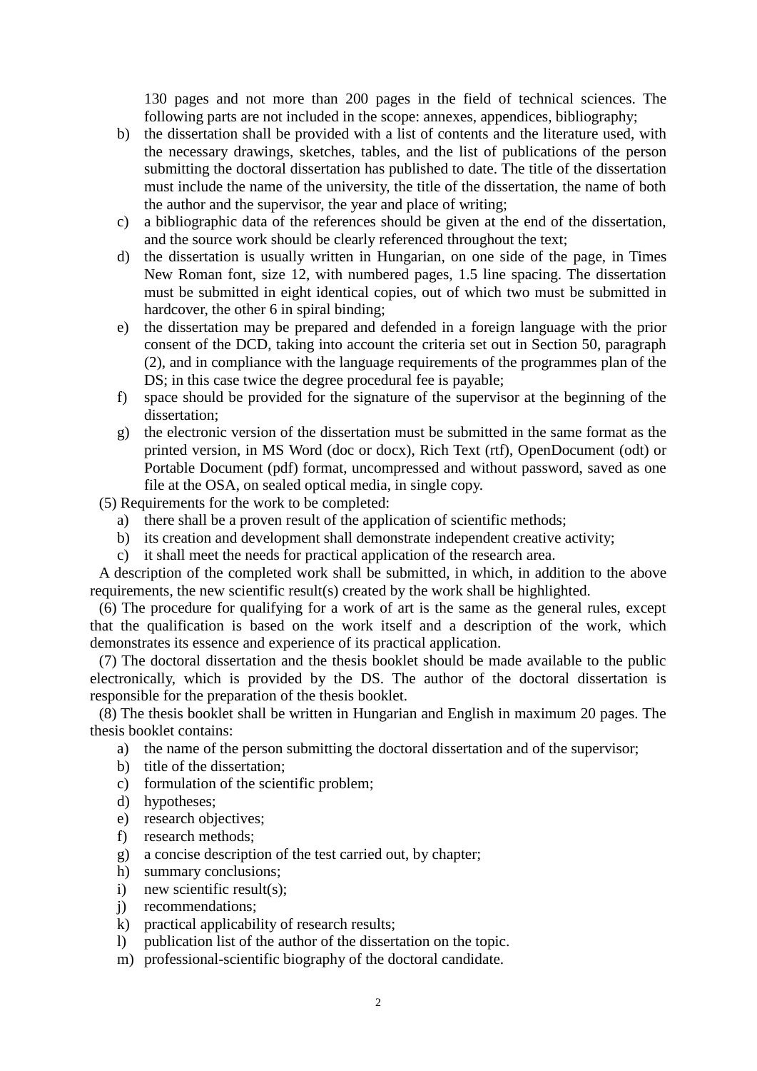130 pages and not more than 200 pages in the field of technical sciences. The following parts are not included in the scope: annexes, appendices, bibliography;

b) the dissertation shall be provided with a list of contents and the literature used, with the necessary drawings, sketches, tables, and the list of publications of the person submitting the doctoral dissertation has published to date. The title of the dissertation must include the name of the university, the title of the dissertation, the name of both the author and the supervisor, the year and place of writing;
c) a bibliographic data of the references should be given at the end of the dissertation, and the source work should be clearly referenced throughout the text;
d) the dissertation is usually written in Hungarian, on one side of the page, in Times New Roman font, size 12, with numbered pages, 1.5 line spacing. The dissertation must be submitted in eight identical copies, out of which two must be submitted in hardcover, the other 6 in spiral binding;
e) the dissertation may be prepared and defended in a foreign language with the prior consent of the DCD, taking into account the criteria set out in Section 50, paragraph (2), and in compliance with the language requirements of the programmes plan of the DS; in this case twice the degree procedural fee is payable;
f) space should be provided for the signature of the supervisor at the beginning of the dissertation;
g) the electronic version of the dissertation must be submitted in the same format as the printed version, in MS Word (doc or docx), Rich Text (rtf), OpenDocument (odt) or Portable Document (pdf) format, uncompressed and without password, saved as one file at the OSA, on sealed optical media, in single copy.

(5) Requirements for the work to be completed:

a) there shall be a proven result of the application of scientific methods;
b) its creation and development shall demonstrate independent creative activity;
c) it shall meet the needs for practical application of the research area.

A description of the completed work shall be submitted, in which, in addition to the above requirements, the new scientific result(s) created by the work shall be highlighted.

(6) The procedure for qualifying for a work of art is the same as the general rules, except that the qualification is based on the work itself and a description of the work, which demonstrates its essence and experience of its practical application.

(7) The doctoral dissertation and the thesis booklet should be made available to the public electronically, which is provided by the DS. The author of the doctoral dissertation is responsible for the preparation of the thesis booklet.

(8) The thesis booklet shall be written in Hungarian and English in maximum 20 pages. The thesis booklet contains:

a) the name of the person submitting the doctoral dissertation and of the supervisor;
b) title of the dissertation;
c) formulation of the scientific problem;
d) hypotheses;
e) research objectives;
f) research methods;
g) a concise description of the test carried out, by chapter;
h) summary conclusions;
i) new scientific result(s);
j) recommendations;
k) practical applicability of research results;
l) publication list of the author of the dissertation on the topic.
m) professional-scientific biography of the doctoral candidate.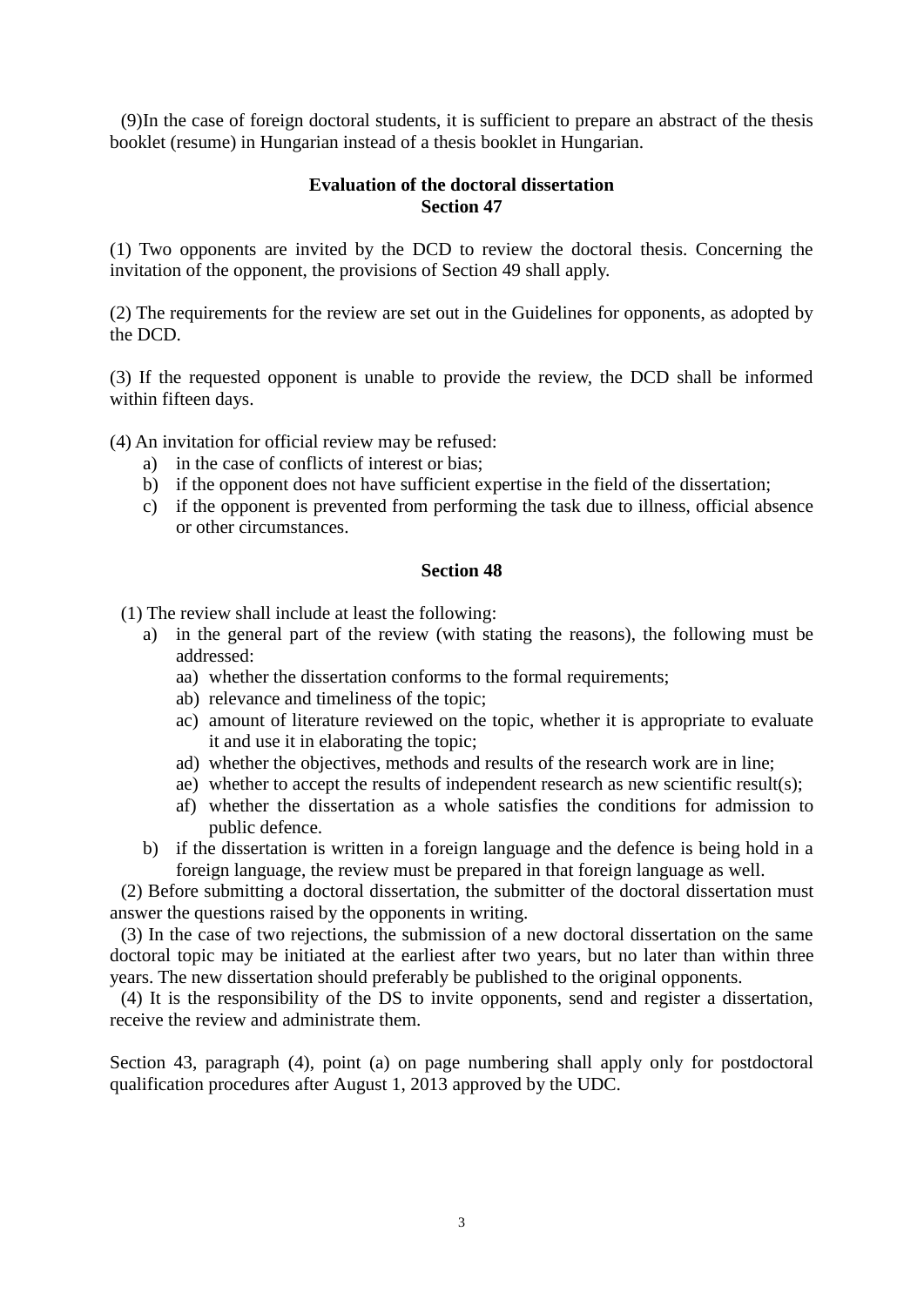(9)In the case of foreign doctoral students, it is sufficient to prepare an abstract of the thesis booklet (resume) in Hungarian instead of a thesis booklet in Hungarian.

## Evaluation of the doctoral dissertation
## Section 47

(1) Two opponents are invited by the DCD to review the doctoral thesis. Concerning the invitation of the opponent, the provisions of Section 49 shall apply.

(2) The requirements for the review are set out in the Guidelines for opponents, as adopted by the DCD.

(3) If the requested opponent is unable to provide the review, the DCD shall be informed within fifteen days.

(4) An invitation for official review may be refused:

- a) in the case of conflicts of interest or bias;
- b) if the opponent does not have sufficient expertise in the field of the dissertation;
- c) if the opponent is prevented from performing the task due to illness, official absence or other circumstances.

## Section 48

(1) The review shall include at least the following:

- a) in the general part of the review (with stating the reasons), the following must be addressed:
  - aa) whether the dissertation conforms to the formal requirements;
  - ab) relevance and timeliness of the topic;
  - ac) amount of literature reviewed on the topic, whether it is appropriate to evaluate it and use it in elaborating the topic;
  - ad) whether the objectives, methods and results of the research work are in line;
  - ae) whether to accept the results of independent research as new scientific result(s);
  - af) whether the dissertation as a whole satisfies the conditions for admission to public defence.
- b) if the dissertation is written in a foreign language and the defence is being hold in a foreign language, the review must be prepared in that foreign language as well.

(2) Before submitting a doctoral dissertation, the submitter of the doctoral dissertation must answer the questions raised by the opponents in writing.

(3) In the case of two rejections, the submission of a new doctoral dissertation on the same doctoral topic may be initiated at the earliest after two years, but no later than within three years. The new dissertation should preferably be published to the original opponents.

(4) It is the responsibility of the DS to invite opponents, send and register a dissertation, receive the review and administrate them.

Section 43, paragraph (4), point (a) on page numbering shall apply only for postdoctoral qualification procedures after August 1, 2013 approved by the UDC.